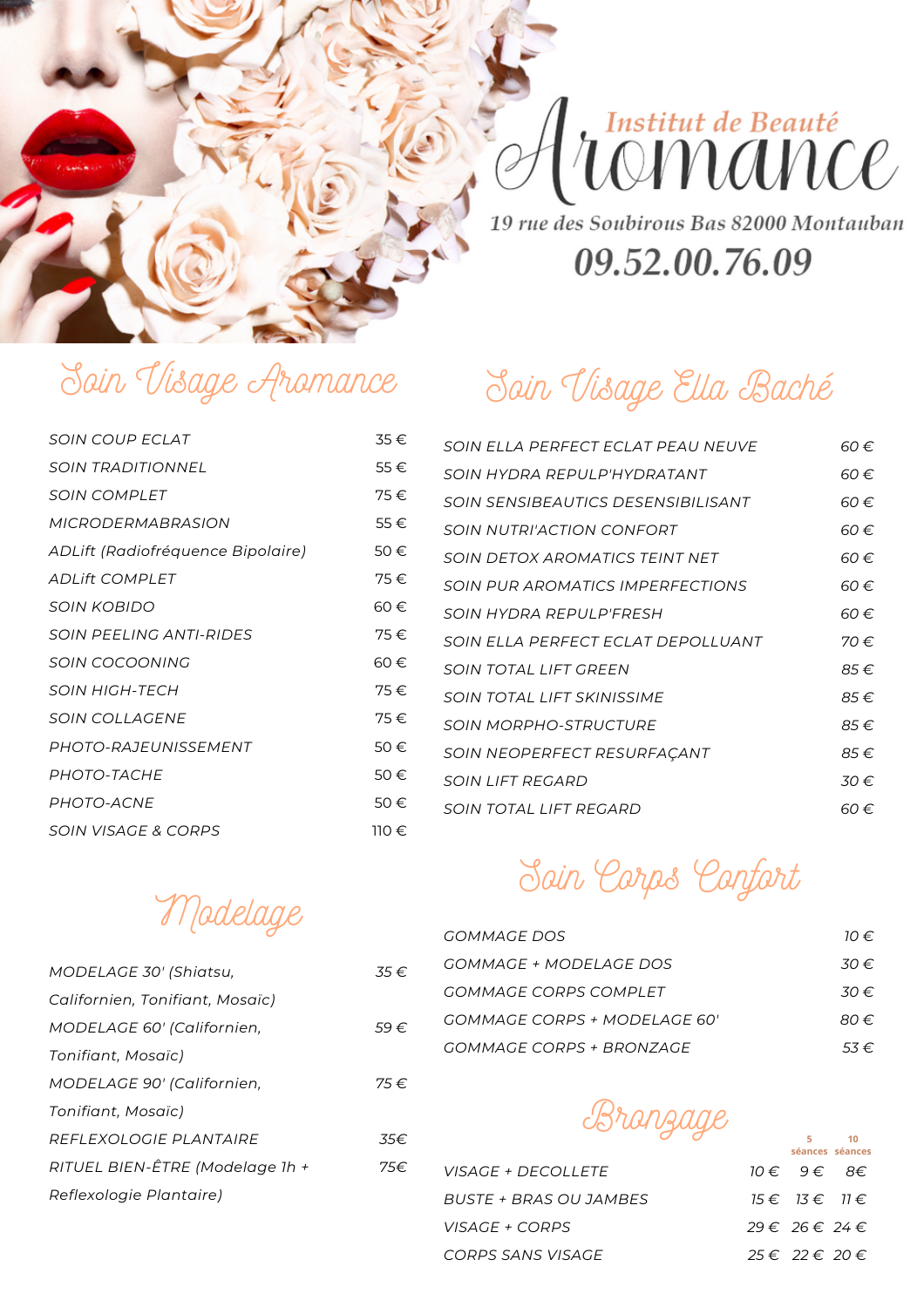# Aromance

**Institut de Beauté**

19 rue des Soubirous Bas 82000 Montauban

**09.52.00.76.09**

## Soin Visage Aromance

| | |
|---|---|
| SOIN COUP ECLAT | 35 € |
| SOIN TRADITIONNEL | 55 € |
| SOIN COMPLET | 75 € |
| MICRODERMABRASION | 55 € |
| ADLift (Radiofréquence Bipolaire) | 50 € |
| ADLift COMPLET | 75 € |
| SOIN KOBIDO | 60 € |
| SOIN PEELING ANTI-RIDES | 75 € |
| SOIN COCOONING | 60 € |
| SOIN HIGH-TECH | 75 € |
| SOIN COLLAGENE | 75 € |
| PHOTO-RAJEUNISSEMENT | 50 € |
| PHOTO-TACHE | 50 € |
| PHOTO-ACNE | 50 € |
| SOIN VISAGE & CORPS | 110 € |

## Modelage

| | |
|---|---|
| MODELAGE 30' (Shiatsu, Californien, Tonifiant, Mosaïc) | 35 € |
| MODELAGE 60' (Californien, Tonifiant, Mosaïc) | 59 € |
| MODELAGE 90' (Californien, Tonifiant, Mosaïc) | 75 € |
| REFLEXOLOGIE PLANTAIRE | 35€ |
| RITUEL BIEN-ÊTRE (Modelage 1h + Reflexologie Plantaire) | 75€ |

## Soin Visage Ella Baché

| | |
|---|---|
| SOIN ELLA PERFECT ECLAT PEAU NEUVE | 60 € |
| SOIN HYDRA REPULP'HYDRATANT | 60 € |
| SOIN SENSIBEAUTICS DESENSIBILISANT | 60 € |
| SOIN NUTRI'ACTION CONFORT | 60 € |
| SOIN DETOX AROMATICS TEINT NET | 60 € |
| SOIN PUR AROMATICS IMPERFECTIONS | 60 € |
| SOIN HYDRA REPULP'FRESH | 60 € |
| SOIN ELLA PERFECT ECLAT DEPOLLUANT | 70 € |
| SOIN TOTAL LIFT GREEN | 85 € |
| SOIN TOTAL LIFT SKINISSIME | 85 € |
| SOIN MORPHO-STRUCTURE | 85 € |
| SOIN NEOPERFECT RESURFAÇANT | 85 € |
| SOIN LIFT REGARD | 30 € |
| SOIN TOTAL LIFT REGARD | 60 € |

## Soin Corps Confort

| | |
|---|---|
| GOMMAGE DOS | 10 € |
| GOMMAGE + MODELAGE DOS | 30 € |
| GOMMAGE CORPS COMPLET | 30 € |
| GOMMAGE CORPS + MODELAGE 60' | 80 € |
| GOMMAGE CORPS + BRONZAGE | 53 € |

## Bronzage

| | | 5 séances | 10 séances |
|---|---|---|---|
| VISAGE + DECOLLETE | 10 € | 9 € | 8€ |
| BUSTE + BRAS OU JAMBES | 15 € | 13 € | 11 € |
| VISAGE + CORPS | 29 € | 26 € | 24 € |
| CORPS SANS VISAGE | 25 € | 22 € | 20 € |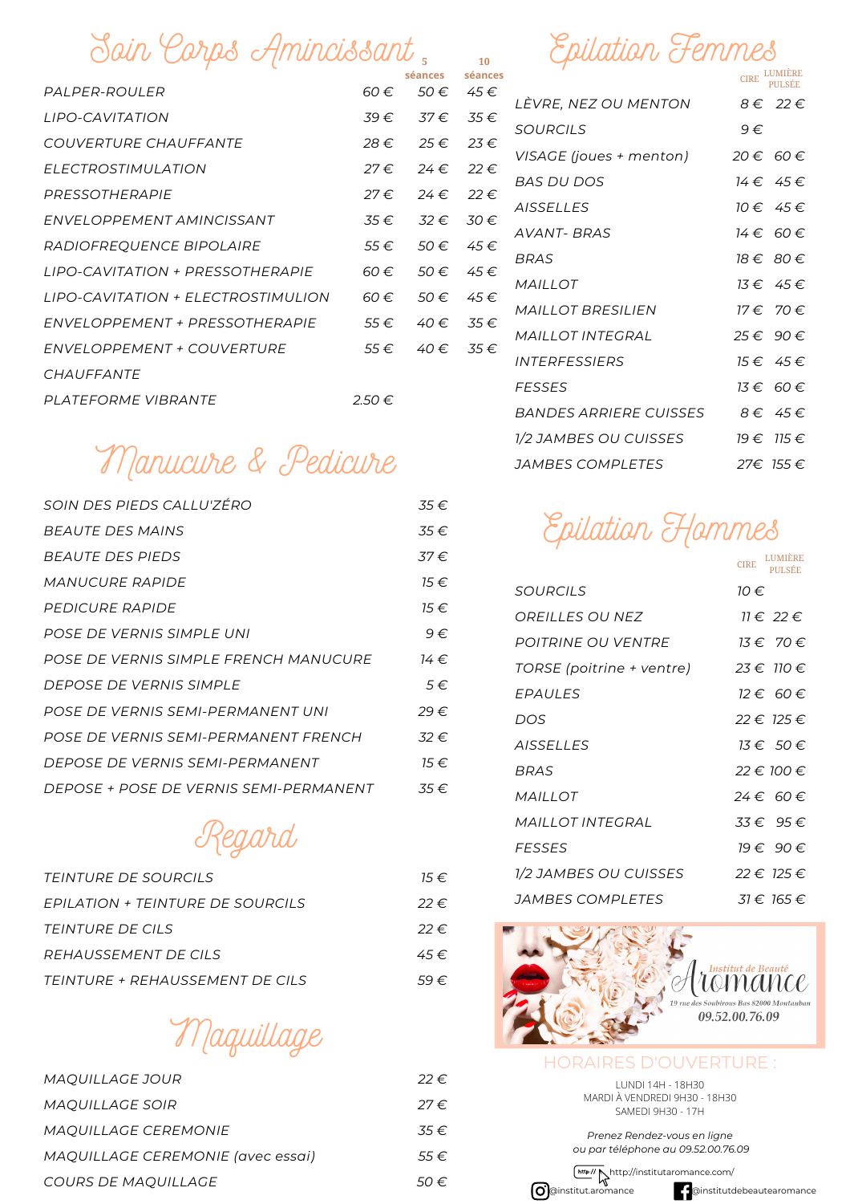## Soin Corps Amincissant

| | | 5 séances | 10 séances |
|---|---|---|---|
| PALPER-ROULER | 60 € | 50 € | 45 € |
| LIPO-CAVITATION | 39 € | 37 € | 35 € |
| COUVERTURE CHAUFFANTE | 28 € | 25 € | 23 € |
| ELECTROSTIMULATION | 27 € | 24 € | 22 € |
| PRESSOTHERAPIE | 27 € | 24 € | 22 € |
| ENVELOPPEMENT AMINCISSANT | 35 € | 32 € | 30 € |
| RADIOFREQUENCE BIPOLAIRE | 55 € | 50 € | 45 € |
| LIPO-CAVITATION + PRESSOTHERAPIE | 60 € | 50 € | 45 € |
| LIPO-CAVITATION + ELECTROSTIMULION | 60 € | 50 € | 45 € |
| ENVELOPPEMENT + PRESSOTHERAPIE | 55 € | 40 € | 35 € |
| ENVELOPPEMENT + COUVERTURE CHAUFFANTE | 55 € | 40 € | 35 € |
| PLATEFORME VIBRANTE | 2.50 € | | |

## Manucure & Pedicure

| | |
|---|---|
| SOIN DES PIEDS CALLU'ZÉRO | 35 € |
| BEAUTE DES MAINS | 35 € |
| BEAUTE DES PIEDS | 37 € |
| MANUCURE RAPIDE | 15 € |
| PEDICURE RAPIDE | 15 € |
| POSE DE VERNIS SIMPLE UNI | 9 € |
| POSE DE VERNIS SIMPLE FRENCH MANUCURE | 14 € |
| DEPOSE DE VERNIS SIMPLE | 5 € |
| POSE DE VERNIS SEMI-PERMANENT UNI | 29 € |
| POSE DE VERNIS SEMI-PERMANENT FRENCH | 32 € |
| DEPOSE DE VERNIS SEMI-PERMANENT | 15 € |
| DEPOSE + POSE DE VERNIS SEMI-PERMANENT | 35 € |

## Regard

| | |
|---|---|
| TEINTURE DE SOURCILS | 15 € |
| EPILATION + TEINTURE DE SOURCILS | 22 € |
| TEINTURE DE CILS | 22 € |
| REHAUSSEMENT DE CILS | 45 € |
| TEINTURE + REHAUSSEMENT DE CILS | 59 € |

## Maquillage

| | |
|---|---|
| MAQUILLAGE JOUR | 22 € |
| MAQUILLAGE SOIR | 27 € |
| MAQUILLAGE CEREMONIE | 35 € |
| MAQUILLAGE CEREMONIE (avec essai) | 55 € |
| COURS DE MAQUILLAGE | 50 € |

## Epilation Femmes

| | CIRE | LUMIÈRE PULSÉE |
|---|---|---|
| LÈVRE, NEZ OU MENTON | 8 € | 22 € |
| SOURCILS | 9 € | |
| VISAGE (joues + menton) | 20 € | 60 € |
| BAS DU DOS | 14 € | 45 € |
| AISSELLES | 10 € | 45 € |
| AVANT- BRAS | 14 € | 60 € |
| BRAS | 18 € | 80 € |
| MAILLOT | 13 € | 45 € |
| MAILLOT BRESILIEN | 17 € | 70 € |
| MAILLOT INTEGRAL | 25 € | 90 € |
| INTERFESSIERS | 15 € | 45 € |
| FESSES | 13 € | 60 € |
| BANDES ARRIERE CUISSES | 8 € | 45 € |
| 1/2 JAMBES OU CUISSES | 19 € | 115 € |
| JAMBES COMPLETES | 27€ | 155 € |

## Epilation Hommes

| | CIRE | LUMIÈRE PULSÉE |
|---|---|---|
| SOURCILS | 10 € | |
| OREILLES OU NEZ | 11 € | 22 € |
| POITRINE OU VENTRE | 13 € | 70 € |
| TORSE (poitrine + ventre) | 23 € | 110 € |
| EPAULES | 12 € | 60 € |
| DOS | 22 € | 125 € |
| AISSELLES | 13 € | 50 € |
| BRAS | 22 € | 100 € |
| MAILLOT | 24 € | 60 € |
| MAILLOT INTEGRAL | 33 € | 95 € |
| FESSES | 19 € | 90 € |
| 1/2 JAMBES OU CUISSES | 22 € | 125 € |
| JAMBES COMPLETES | 31 € | 165 € |

Institut de Beauté Aromance
19 rue des Soubirous Bas 82000 Montauban
09.52.00.76.09

## HORAIRES D'OUVERTURE :

LUNDI 14H - 18H30
MARDI À VENDREDI 9H30 - 18H30
SAMEDI 9H30 - 17H

*Prenez Rendez-vous en ligne ou par téléphone au 09.52.00.76.09*

http://institutaromance.com/

@institut.aromance

@institutdebeautearomance